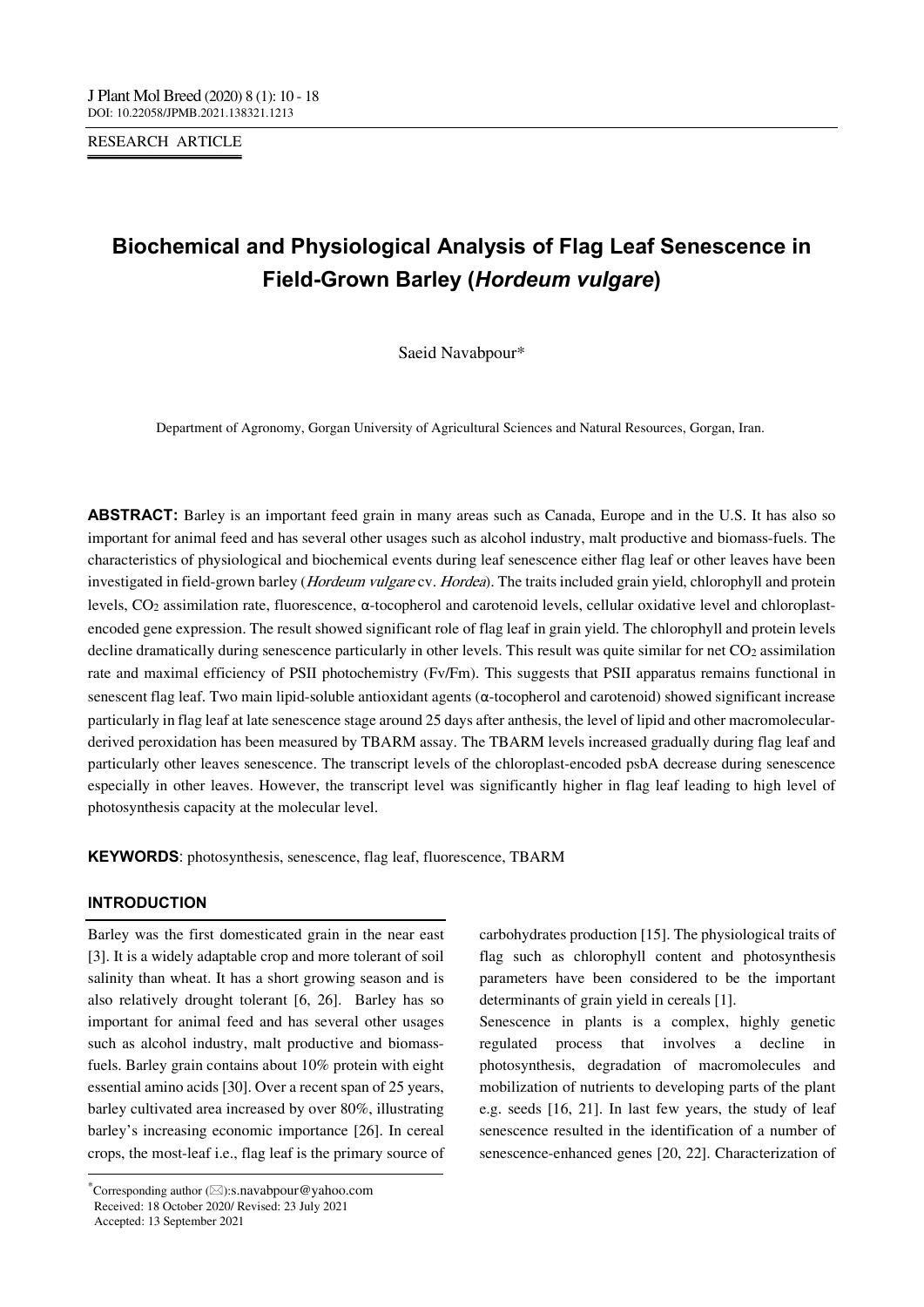RESEARCH ARTICLE

# Biochemical and Physiological Analysis of Flag Leaf Senescence in Field-Grown Barley (*Hordeum vulgare*)

Saeid Navabpour*

Department of Agronomy, Gorgan University of Agricultural Sciences and Natural Resources, Gorgan, Iran.

**ABSTRACT:** Barley is an important feed grain in many areas such as Canada, Europe and in the U.S. It has also so important for animal feed and has several other usages such as alcohol industry, malt productive and biomass-fuels. The characteristics of physiological and biochemical events during leaf senescence either flag leaf or other leaves have been investigated in field-grown barley (*Hordeum vulgare* cv. *Hordea*). The traits included grain yield, chlorophyll and protein levels, $CO_2$ assimilation rate, fluorescence, α-tocopherol and carotenoid levels, cellular oxidative level and chloroplast-encoded gene expression. The result showed significant role of flag leaf in grain yield. The chlorophyll and protein levels decline dramatically during senescence particularly in other levels. This result was quite similar for net $CO_2$ assimilation rate and maximal efficiency of PSII photochemistry (Fv/Fm). This suggests that PSII apparatus remains functional in senescent flag leaf. Two main lipid-soluble antioxidant agents (α-tocopherol and carotenoid) showed significant increase particularly in flag leaf at late senescence stage around 25 days after anthesis, the level of lipid and other macromolecular-derived peroxidation has been measured by TBARM assay. The TBARM levels increased gradually during flag leaf and particularly other leaves senescence. The transcript levels of the chloroplast-encoded psbA decrease during senescence especially in other leaves. However, the transcript level was significantly higher in flag leaf leading to high level of photosynthesis capacity at the molecular level.

**KEYWORDS**: photosynthesis, senescence, flag leaf, fluorescence, TBARM

## INTRODUCTION

Barley was the first domesticated grain in the near east [3]. It is a widely adaptable crop and more tolerant of soil salinity than wheat. It has a short growing season and is also relatively drought tolerant [6, 26]. Barley has so important for animal feed and has several other usages such as alcohol industry, malt productive and biomass-fuels. Barley grain contains about 10% protein with eight essential amino acids [30]. Over a recent span of 25 years, barley cultivated area increased by over 80%, illustrating barley's increasing economic importance [26]. In cereal crops, the most-leaf i.e., flag leaf is the primary source of carbohydrates production [15]. The physiological traits of flag such as chlorophyll content and photosynthesis parameters have been considered to be the important determinants of grain yield in cereals [1].

Senescence in plants is a complex, highly genetic regulated process that involves a decline in photosynthesis, degradation of macromolecules and mobilization of nutrients to developing parts of the plant e.g. seeds [16, 21]. In last few years, the study of leaf senescence resulted in the identification of a number of senescence-enhanced genes [20, 22]. Characterization of

*Corresponding author (✉):s.navabpour@yahoo.com
Received: 18 October 2020/ Revised: 23 July 2021
Accepted: 13 September 2021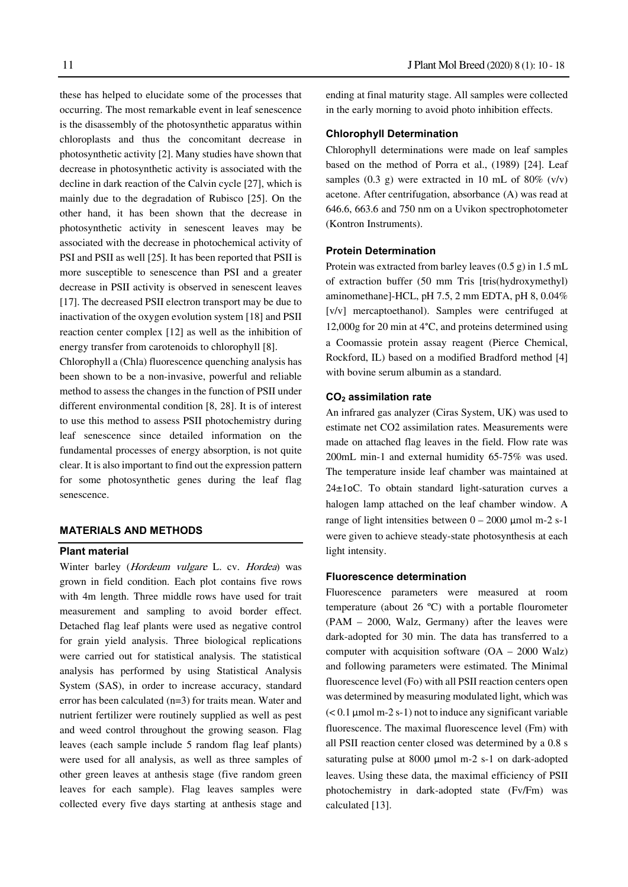these has helped to elucidate some of the processes that occurring. The most remarkable event in leaf senescence is the disassembly of the photosynthetic apparatus within chloroplasts and thus the concomitant decrease in photosynthetic activity [2]. Many studies have shown that decrease in photosynthetic activity is associated with the decline in dark reaction of the Calvin cycle [27], which is mainly due to the degradation of Rubisco [25]. On the other hand, it has been shown that the decrease in photosynthetic activity in senescent leaves may be associated with the decrease in photochemical activity of PSI and PSII as well [25]. It has been reported that PSII is more susceptible to senescence than PSI and a greater decrease in PSII activity is observed in senescent leaves [17]. The decreased PSII electron transport may be due to inactivation of the oxygen evolution system [18] and PSII reaction center complex [12] as well as the inhibition of energy transfer from carotenoids to chlorophyll [8].

Chlorophyll a (Chla) fluorescence quenching analysis has been shown to be a non-invasive, powerful and reliable method to assess the changes in the function of PSII under different environmental condition [8, 28]. It is of interest to use this method to assess PSII photochemistry during leaf senescence since detailed information on the fundamental processes of energy absorption, is not quite clear. It is also important to find out the expression pattern for some photosynthetic genes during the leaf flag senescence.

## MATERIALS AND METHODS

### Plant material

Winter barley (*Hordeum vulgare* L. cv. *Hordea*) was grown in field condition. Each plot contains five rows with 4m length. Three middle rows have used for trait measurement and sampling to avoid border effect. Detached flag leaf plants were used as negative control for grain yield analysis. Three biological replications were carried out for statistical analysis. The statistical analysis has performed by using Statistical Analysis System (SAS), in order to increase accuracy, standard error has been calculated (n=3) for traits mean. Water and nutrient fertilizer were routinely supplied as well as pest and weed control throughout the growing season. Flag leaves (each sample include 5 random flag leaf plants) were used for all analysis, as well as three samples of other green leaves at anthesis stage (five random green leaves for each sample). Flag leaves samples were collected every five days starting at anthesis stage and ending at final maturity stage. All samples were collected in the early morning to avoid photo inhibition effects.

### Chlorophyll Determination

Chlorophyll determinations were made on leaf samples based on the method of Porra et al., (1989) [24]. Leaf samples (0.3 g) were extracted in 10 mL of 80% (v/v) acetone. After centrifugation, absorbance (A) was read at 646.6, 663.6 and 750 nm on a Uvikon spectrophotometer (Kontron Instruments).

### Protein Determination

Protein was extracted from barley leaves (0.5 g) in 1.5 mL of extraction buffer (50 mm Tris [tris(hydroxymethyl) aminomethane]-HCL, pH 7.5, 2 mm EDTA, pH 8, 0.04% [v/v] mercaptoethanol). Samples were centrifuged at 12,000g for 20 min at 4°C, and proteins determined using a Coomassie protein assay reagent (Pierce Chemical, Rockford, IL) based on a modified Bradford method [4] with bovine serum albumin as a standard.

### $CO_2$ assimilation rate

An infrared gas analyzer (Ciras System, UK) was used to estimate net CO2 assimilation rates. Measurements were made on attached flag leaves in the field. Flow rate was 200mL min-1 and external humidity 65-75% was used. The temperature inside leaf chamber was maintained at 24±1oC. To obtain standard light-saturation curves a halogen lamp attached on the leaf chamber window. A range of light intensities between 0 – 2000 μmol m-2 s-1 were given to achieve steady-state photosynthesis at each light intensity.

### Fluorescence determination

Fluorescence parameters were measured at room temperature (about 26 ºC) with a portable flourometer (PAM – 2000, Walz, Germany) after the leaves were dark-adopted for 30 min. The data has transferred to a computer with acquisition software (OA – 2000 Walz) and following parameters were estimated. The Minimal fluorescence level (Fo) with all PSII reaction centers open was determined by measuring modulated light, which was (< 0.1 μmol m-2 s-1) not to induce any significant variable fluorescence. The maximal fluorescence level (Fm) with all PSII reaction center closed was determined by a 0.8 s saturating pulse at 8000 μmol m-2 s-1 on dark-adopted leaves. Using these data, the maximal efficiency of PSII photochemistry in dark-adopted state (Fv/Fm) was calculated [13].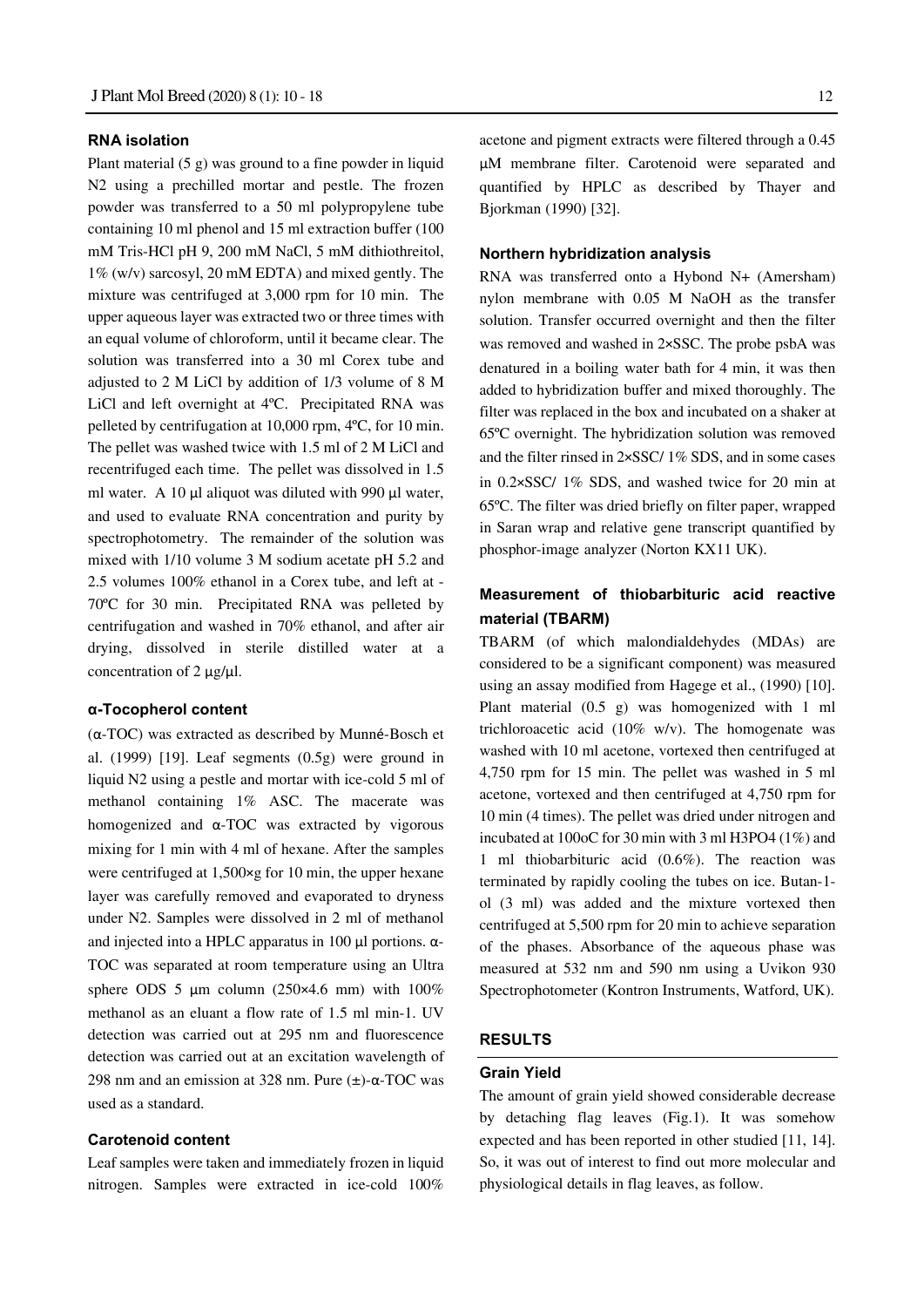### RNA isolation

Plant material (5 g) was ground to a fine powder in liquid N2 using a prechilled mortar and pestle. The frozen powder was transferred to a 50 ml polypropylene tube containing 10 ml phenol and 15 ml extraction buffer (100 mM Tris-HCl pH 9, 200 mM NaCl, 5 mM dithiothreitol, 1% (w/v) sarcosyl, 20 mM EDTA) and mixed gently. The mixture was centrifuged at 3,000 rpm for 10 min. The upper aqueous layer was extracted two or three times with an equal volume of chloroform, until it became clear. The solution was transferred into a 30 ml Corex tube and adjusted to 2 M LiCl by addition of 1/3 volume of 8 M LiCl and left overnight at 4ºC. Precipitated RNA was pelleted by centrifugation at 10,000 rpm, 4ºC, for 10 min. The pellet was washed twice with 1.5 ml of 2 M LiCl and recentrifuged each time. The pellet was dissolved in 1.5 ml water. A 10 µl aliquot was diluted with 990 µl water, and used to evaluate RNA concentration and purity by spectrophotometry. The remainder of the solution was mixed with 1/10 volume 3 M sodium acetate pH 5.2 and 2.5 volumes 100% ethanol in a Corex tube, and left at -70ºC for 30 min. Precipitated RNA was pelleted by centrifugation and washed in 70% ethanol, and after air drying, dissolved in sterile distilled water at a concentration of 2 µg/µl.

### α-Tocopherol content

(α-TOC) was extracted as described by Munné-Bosch et al. (1999) [19]. Leaf segments (0.5g) were ground in liquid N2 using a pestle and mortar with ice-cold 5 ml of methanol containing 1% ASC. The macerate was homogenized and α-TOC was extracted by vigorous mixing for 1 min with 4 ml of hexane. After the samples were centrifuged at 1,500×g for 10 min, the upper hexane layer was carefully removed and evaporated to dryness under N2. Samples were dissolved in 2 ml of methanol and injected into a HPLC apparatus in 100 µl portions. α-TOC was separated at room temperature using an Ultra sphere ODS 5 µm column (250×4.6 mm) with 100% methanol as an eluant a flow rate of 1.5 ml min-1. UV detection was carried out at 295 nm and fluorescence detection was carried out at an excitation wavelength of 298 nm and an emission at 328 nm. Pure (±)-α-TOC was used as a standard.

### Carotenoid content

Leaf samples were taken and immediately frozen in liquid nitrogen. Samples were extracted in ice-cold 100% acetone and pigment extracts were filtered through a 0.45 µM membrane filter. Carotenoid were separated and quantified by HPLC as described by Thayer and Bjorkman (1990) [32].

### Northern hybridization analysis

RNA was transferred onto a Hybond N+ (Amersham) nylon membrane with 0.05 M NaOH as the transfer solution. Transfer occurred overnight and then the filter was removed and washed in 2×SSC. The probe psbA was denatured in a boiling water bath for 4 min, it was then added to hybridization buffer and mixed thoroughly. The filter was replaced in the box and incubated on a shaker at 65ºC overnight. The hybridization solution was removed and the filter rinsed in 2×SSC/ 1% SDS, and in some cases in 0.2×SSC/ 1% SDS, and washed twice for 20 min at 65ºC. The filter was dried briefly on filter paper, wrapped in Saran wrap and relative gene transcript quantified by phosphor-image analyzer (Norton KX11 UK).

### Measurement of thiobarbituric acid reactive material (TBARM)

TBARM (of which malondialdehydes (MDAs) are considered to be a significant component) was measured using an assay modified from Hagege et al., (1990) [10]. Plant material (0.5 g) was homogenized with 1 ml trichloroacetic acid (10% w/v). The homogenate was washed with 10 ml acetone, vortexed then centrifuged at 4,750 rpm for 15 min. The pellet was washed in 5 ml acetone, vortexed and then centrifuged at 4,750 rpm for 10 min (4 times). The pellet was dried under nitrogen and incubated at 100oC for 30 min with 3 ml $H_3PO_4$ (1%) and 1 ml thiobarbituric acid (0.6%). The reaction was terminated by rapidly cooling the tubes on ice. Butan-1-ol (3 ml) was added and the mixture vortexed then centrifuged at 5,500 rpm for 20 min to achieve separation of the phases. Absorbance of the aqueous phase was measured at 532 nm and 590 nm using a Uvikon 930 Spectrophotometer (Kontron Instruments, Watford, UK).

## RESULTS

### Grain Yield

The amount of grain yield showed considerable decrease by detaching flag leaves (Fig.1). It was somehow expected and has been reported in other studied [11, 14]. So, it was out of interest to find out more molecular and physiological details in flag leaves, as follow.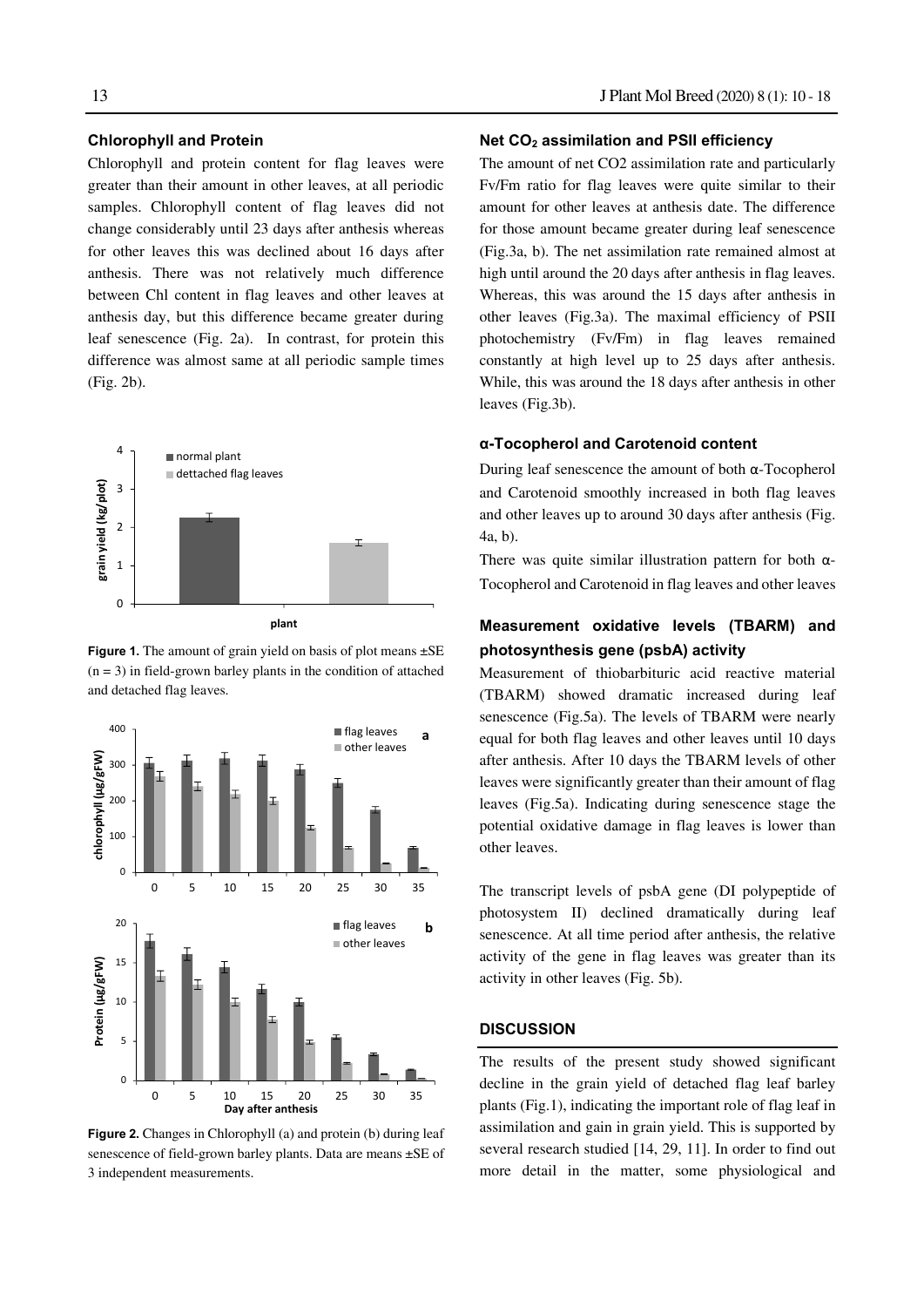### Chlorophyll and Protein

Chlorophyll and protein content for flag leaves were greater than their amount in other leaves, at all periodic samples. Chlorophyll content of flag leaves did not change considerably until 23 days after anthesis whereas for other leaves this was declined about 16 days after anthesis. There was not relatively much difference between Chl content in flag leaves and other leaves at anthesis day, but this difference became greater during leaf senescence (Fig. 2a). In contrast, for protein this difference was almost same at all periodic sample times (Fig. 2b).

**Figure 1.** The amount of grain yield on basis of plot means ±SE (n = 3) in field-grown barley plants in the condition of attached and detached flag leaves.

**Figure 2.** Changes in Chlorophyll (a) and protein (b) during leaf senescence of field-grown barley plants. Data are means ±SE of 3 independent measurements.

### Net $CO_2$ assimilation and PSII efficiency

The amount of net CO2 assimilation rate and particularly Fv/Fm ratio for flag leaves were quite similar to their amount for other leaves at anthesis date. The difference for those amount became greater during leaf senescence (Fig.3a, b). The net assimilation rate remained almost at high until around the 20 days after anthesis in flag leaves. Whereas, this was around the 15 days after anthesis in other leaves (Fig.3a). The maximal efficiency of PSII photochemistry (Fv/Fm) in flag leaves remained constantly at high level up to 25 days after anthesis. While, this was around the 18 days after anthesis in other leaves (Fig.3b).

### α-Tocopherol and Carotenoid content

During leaf senescence the amount of both α-Tocopherol and Carotenoid smoothly increased in both flag leaves and other leaves up to around 30 days after anthesis (Fig. 4a, b).

There was quite similar illustration pattern for both α-Tocopherol and Carotenoid in flag leaves and other leaves

### Measurement oxidative levels (TBARM) and photosynthesis gene (psbA) activity

Measurement of thiobarbituric acid reactive material (TBARM) showed dramatic increased during leaf senescence (Fig.5a). The levels of TBARM were nearly equal for both flag leaves and other leaves until 10 days after anthesis. After 10 days the TBARM levels of other leaves were significantly greater than their amount of flag leaves (Fig.5a). Indicating during senescence stage the potential oxidative damage in flag leaves is lower than other leaves.

The transcript levels of psbA gene (DI polypeptide of photosystem II) declined dramatically during leaf senescence. At all time period after anthesis, the relative activity of the gene in flag leaves was greater than its activity in other leaves (Fig. 5b).

## DISCUSSION

The results of the present study showed significant decline in the grain yield of detached flag leaf barley plants (Fig.1), indicating the important role of flag leaf in assimilation and gain in grain yield. This is supported by several research studied [14, 29, 11]. In order to find out more detail in the matter, some physiological and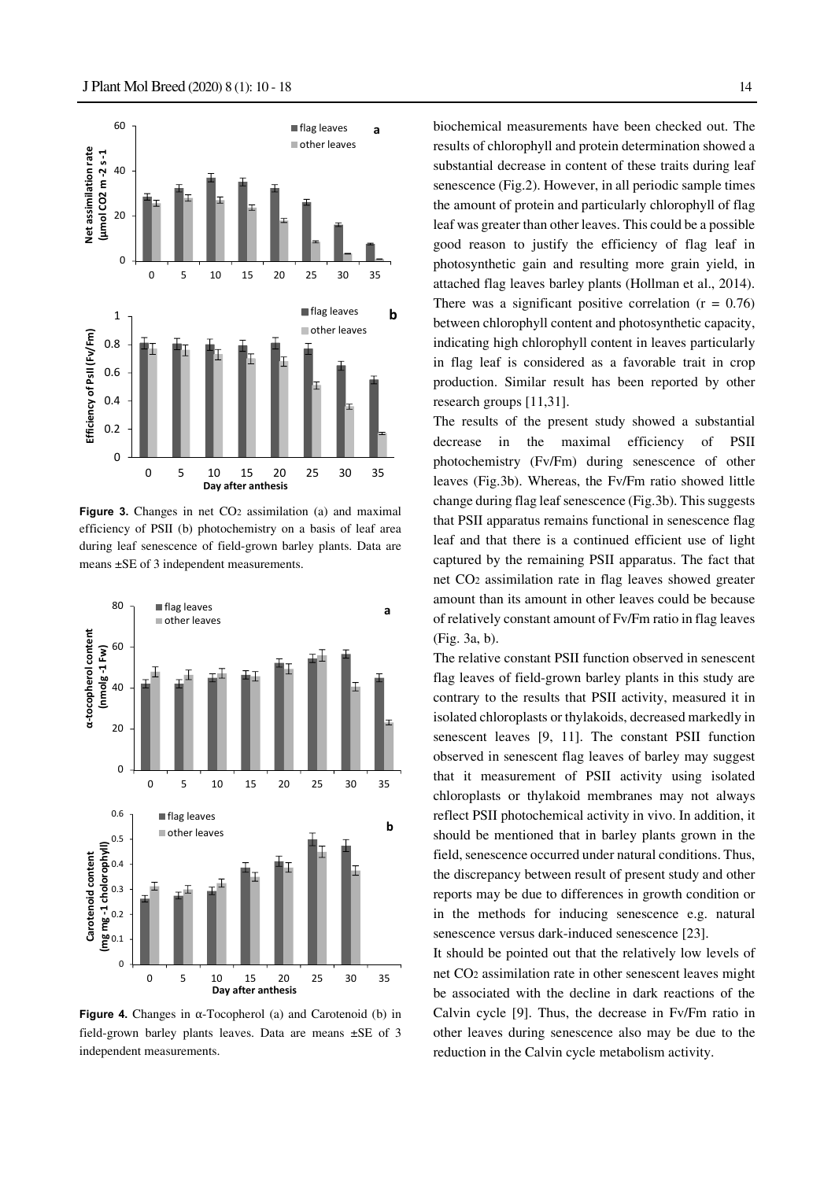**Figure 3.** Changes in net $CO_2$ assimilation (a) and maximal efficiency of PSII (b) photochemistry on a basis of leaf area during leaf senescence of field-grown barley plants. Data are means ±SE of 3 independent measurements.

**Figure 4.** Changes in α-Tocopherol (a) and Carotenoid (b) in field-grown barley plants leaves. Data are means ±SE of 3 independent measurements.

biochemical measurements have been checked out. The results of chlorophyll and protein determination showed a substantial decrease in content of these traits during leaf senescence (Fig.2). However, in all periodic sample times the amount of protein and particularly chlorophyll of flag leaf was greater than other leaves. This could be a possible good reason to justify the efficiency of flag leaf in photosynthetic gain and resulting more grain yield, in attached flag leaves barley plants (Hollman et al., 2014). There was a significant positive correlation ($r = 0.76$) between chlorophyll content and photosynthetic capacity, indicating high chlorophyll content in leaves particularly in flag leaf is considered as a favorable trait in crop production. Similar result has been reported by other research groups [11,31].

The results of the present study showed a substantial decrease in the maximal efficiency of PSII photochemistry (Fv/Fm) during senescence of other leaves (Fig.3b). Whereas, the Fv/Fm ratio showed little change during flag leaf senescence (Fig.3b). This suggests that PSII apparatus remains functional in senescence flag leaf and that there is a continued efficient use of light captured by the remaining PSII apparatus. The fact that net $CO_2$ assimilation rate in flag leaves showed greater amount than its amount in other leaves could be because of relatively constant amount of Fv/Fm ratio in flag leaves (Fig. 3a, b).

The relative constant PSII function observed in senescent flag leaves of field-grown barley plants in this study are contrary to the results that PSII activity, measured it in isolated chloroplasts or thylakoids, decreased markedly in senescent leaves [9, 11]. The constant PSII function observed in senescent flag leaves of barley may suggest that it measurement of PSII activity using isolated chloroplasts or thylakoid membranes may not always reflect PSII photochemical activity in vivo. In addition, it should be mentioned that in barley plants grown in the field, senescence occurred under natural conditions. Thus, the discrepancy between result of present study and other reports may be due to differences in growth condition or in the methods for inducing senescence e.g. natural senescence versus dark-induced senescence [23].

It should be pointed out that the relatively low levels of net $CO_2$ assimilation rate in other senescent leaves might be associated with the decline in dark reactions of the Calvin cycle [9]. Thus, the decrease in Fv/Fm ratio in other leaves during senescence also may be due to the reduction in the Calvin cycle metabolism activity.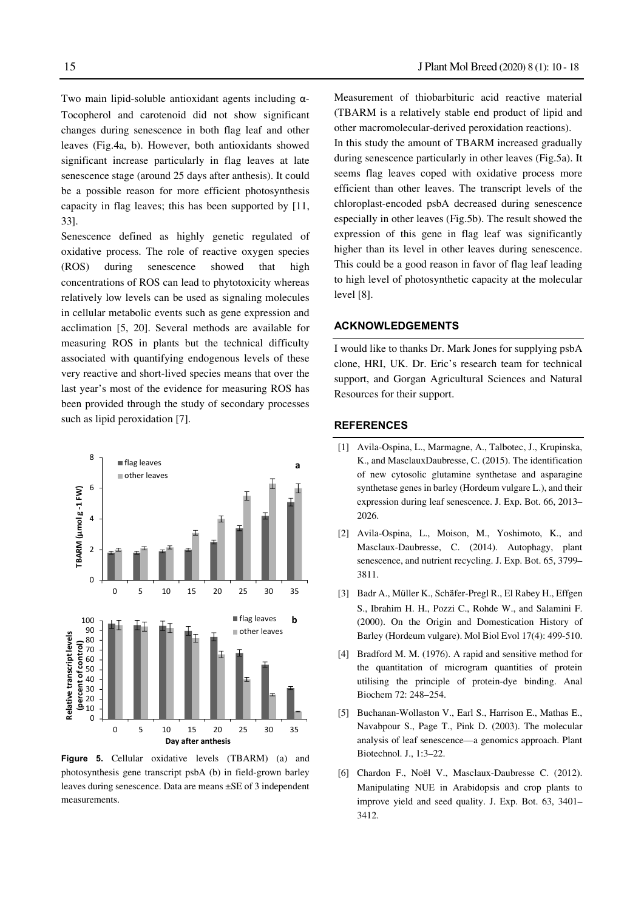Two main lipid-soluble antioxidant agents including α-Tocopherol and carotenoid did not show significant changes during senescence in both flag leaf and other leaves (Fig.4a, b). However, both antioxidants showed significant increase particularly in flag leaves at late senescence stage (around 25 days after anthesis). It could be a possible reason for more efficient photosynthesis capacity in flag leaves; this has been supported by [11, 33].

Senescence defined as highly genetic regulated of oxidative process. The role of reactive oxygen species (ROS) during senescence showed that high concentrations of ROS can lead to phytotoxicity whereas relatively low levels can be used as signaling molecules in cellular metabolic events such as gene expression and acclimation [5, 20]. Several methods are available for measuring ROS in plants but the technical difficulty associated with quantifying endogenous levels of these very reactive and short-lived species means that over the last year's most of the evidence for measuring ROS has been provided through the study of secondary processes such as lipid peroxidation [7].

**Figure 5.** Cellular oxidative levels (TBARM) (a) and photosynthesis gene transcript psbA (b) in field-grown barley leaves during senescence. Data are means ±SE of 3 independent measurements.

Measurement of thiobarbituric acid reactive material (TBARM is a relatively stable end product of lipid and other macromolecular-derived peroxidation reactions).

In this study the amount of TBARM increased gradually during senescence particularly in other leaves (Fig.5a). It seems flag leaves coped with oxidative process more efficient than other leaves. The transcript levels of the chloroplast-encoded psbA decreased during senescence especially in other leaves (Fig.5b). The result showed the expression of this gene in flag leaf was significantly higher than its level in other leaves during senescence. This could be a good reason in favor of flag leaf leading to high level of photosynthetic capacity at the molecular level [8].

## ACKNOWLEDGEMENTS

I would like to thanks Dr. Mark Jones for supplying psbA clone, HRI, UK. Dr. Eric's research team for technical support, and Gorgan Agricultural Sciences and Natural Resources for their support.

## REFERENCES

[1] Avila-Ospina, L., Marmagne, A., Talbotec, J., Krupinska, K., and MasclauxDaubresse, C. (2015). The identification of new cytosolic glutamine synthetase and asparagine synthetase genes in barley (Hordeum vulgare L.), and their expression during leaf senescence. J. Exp. Bot. 66, 2013–2026.

[2] Avila-Ospina, L., Moison, M., Yoshimoto, K., and Masclaux-Daubresse, C. (2014). Autophagy, plant senescence, and nutrient recycling. J. Exp. Bot. 65, 3799–3811.

[3] Badr A., Müller K., Schäfer-Pregl R., El Rabey H., Effgen S., Ibrahim H. H., Pozzi C., Rohde W., and Salamini F. (2000). On the Origin and Domestication History of Barley (Hordeum vulgare). Mol Biol Evol 17(4): 499-510.

[4] Bradford M. M. (1976). A rapid and sensitive method for the quantitation of microgram quantities of protein utilising the principle of protein-dye binding. Anal Biochem 72: 248–254.

[5] Buchanan-Wollaston V., Earl S., Harrison E., Mathas E., Navabpour S., Page T., Pink D. (2003). The molecular analysis of leaf senescence—a genomics approach. Plant Biotechnol. J., 1:3–22.

[6] Chardon F., Noël V., Masclaux-Daubresse C. (2012). Manipulating NUE in Arabidopsis and crop plants to improve yield and seed quality. J. Exp. Bot. 63, 3401–3412.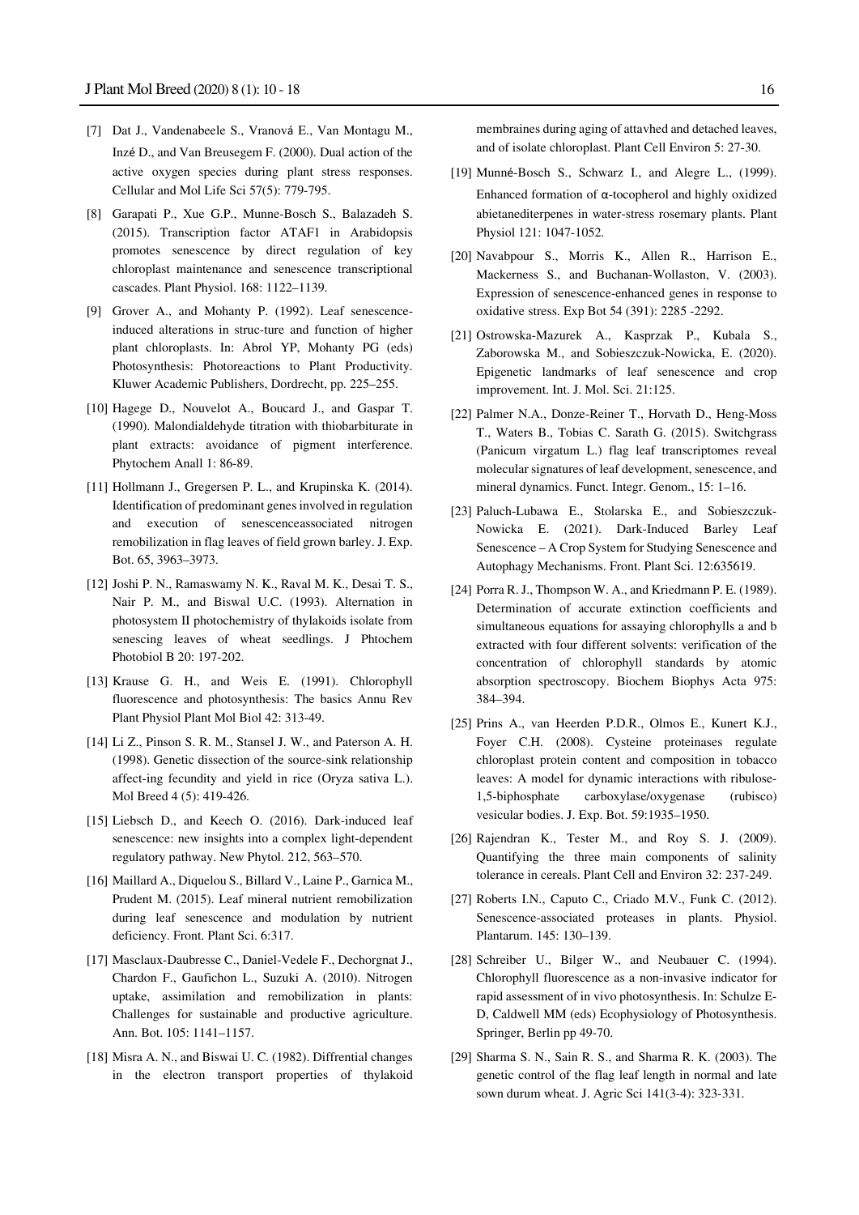[7] Dat J., Vandenabeele S., Vranová E., Van Montagu M., Inzé D., and Van Breusegem F. (2000). Dual action of the active oxygen species during plant stress responses. Cellular and Mol Life Sci 57(5): 779-795.

[8] Garapati P., Xue G.P., Munne-Bosch S., Balazadeh S. (2015). Transcription factor ATAF1 in Arabidopsis promotes senescence by direct regulation of key chloroplast maintenance and senescence transcriptional cascades. Plant Physiol. 168: 1122–1139.

[9] Grover A., and Mohanty P. (1992). Leaf senescence-induced alterations in struc-ture and function of higher plant chloroplasts. In: Abrol YP, Mohanty PG (eds) Photosynthesis: Photoreactions to Plant Productivity. Kluwer Academic Publishers, Dordrecht, pp. 225–255.

[10] Hagege D., Nouvelot A., Boucard J., and Gaspar T. (1990). Malondialdehyde titration with thiobarbiturate in plant extracts: avoidance of pigment interference. Phytochem Anall 1: 86-89.

[11] Hollmann J., Gregersen P. L., and Krupinska K. (2014). Identification of predominant genes involved in regulation and execution of senescenceassociated nitrogen remobilization in flag leaves of field grown barley. J. Exp. Bot. 65, 3963–3973.

[12] Joshi P. N., Ramaswamy N. K., Raval M. K., Desai T. S., Nair P. M., and Biswal U.C. (1993). Alternation in photosystem II photochemistry of thylakoids isolate from senescing leaves of wheat seedlings. J Phtochem Photobiol B 20: 197-202.

[13] Krause G. H., and Weis E. (1991). Chlorophyll fluorescence and photosynthesis: The basics Annu Rev Plant Physiol Plant Mol Biol 42: 313-49.

[14] Li Z., Pinson S. R. M., Stansel J. W., and Paterson A. H. (1998). Genetic dissection of the source-sink relationship affect-ing fecundity and yield in rice (Oryza sativa L.). Mol Breed 4 (5): 419-426.

[15] Liebsch D., and Keech O. (2016). Dark-induced leaf senescence: new insights into a complex light-dependent regulatory pathway. New Phytol. 212, 563–570.

[16] Maillard A., Diquelou S., Billard V., Laine P., Garnica M., Prudent M. (2015). Leaf mineral nutrient remobilization during leaf senescence and modulation by nutrient deficiency. Front. Plant Sci. 6:317.

[17] Masclaux-Daubresse C., Daniel-Vedele F., Dechorgnat J., Chardon F., Gaufichon L., Suzuki A. (2010). Nitrogen uptake, assimilation and remobilization in plants: Challenges for sustainable and productive agriculture. Ann. Bot. 105: 1141–1157.

[18] Misra A. N., and Biswai U. C. (1982). Diffrential changes in the electron transport properties of thylakoid membraines during aging of attavhed and detached leaves, and of isolate chloroplast. Plant Cell Environ 5: 27-30.

[19] Munné-Bosch S., Schwarz I., and Alegre L., (1999). Enhanced formation of α-tocopherol and highly oxidized abietanediterpenes in water-stress rosemary plants. Plant Physiol 121: 1047-1052.

[20] Navabpour S., Morris K., Allen R., Harrison E., Mackerness S., and Buchanan-Wollaston, V. (2003). Expression of senescence-enhanced genes in response to oxidative stress. Exp Bot 54 (391): 2285 -2292.

[21] Ostrowska-Mazurek A., Kasprzak P., Kubala S., Zaborowska M., and Sobieszczuk-Nowicka, E. (2020). Epigenetic landmarks of leaf senescence and crop improvement. Int. J. Mol. Sci. 21:125.

[22] Palmer N.A., Donze-Reiner T., Horvath D., Heng-Moss T., Waters B., Tobias C. Sarath G. (2015). Switchgrass (Panicum virgatum L.) flag leaf transcriptomes reveal molecular signatures of leaf development, senescence, and mineral dynamics. Funct. Integr. Genom., 15: 1–16.

[23] Paluch-Lubawa E., Stolarska E., and Sobieszczuk-Nowicka E. (2021). Dark-Induced Barley Leaf Senescence – A Crop System for Studying Senescence and Autophagy Mechanisms. Front. Plant Sci. 12:635619.

[24] Porra R. J., Thompson W. A., and Kriedmann P. E. (1989). Determination of accurate extinction coefficients and simultaneous equations for assaying chlorophylls a and b extracted with four different solvents: verification of the concentration of chlorophyll standards by atomic absorption spectroscopy. Biochem Biophys Acta 975: 384–394.

[25] Prins A., van Heerden P.D.R., Olmos E., Kunert K.J., Foyer C.H. (2008). Cysteine proteinases regulate chloroplast protein content and composition in tobacco leaves: A model for dynamic interactions with ribulose-1,5-biphosphate carboxylase/oxygenase (rubisco) vesicular bodies. J. Exp. Bot. 59:1935–1950.

[26] Rajendran K., Tester M., and Roy S. J. (2009). Quantifying the three main components of salinity tolerance in cereals. Plant Cell and Environ 32: 237-249.

[27] Roberts I.N., Caputo C., Criado M.V., Funk C. (2012). Senescence-associated proteases in plants. Physiol. Plantarum. 145: 130–139.

[28] Schreiber U., Bilger W., and Neubauer C. (1994). Chlorophyll fluorescence as a non-invasive indicator for rapid assessment of in vivo photosynthesis. In: Schulze E-D, Caldwell MM (eds) Ecophysiology of Photosynthesis. Springer, Berlin pp 49-70.

[29] Sharma S. N., Sain R. S., and Sharma R. K. (2003). The genetic control of the flag leaf length in normal and late sown durum wheat. J. Agric Sci 141(3-4): 323-331.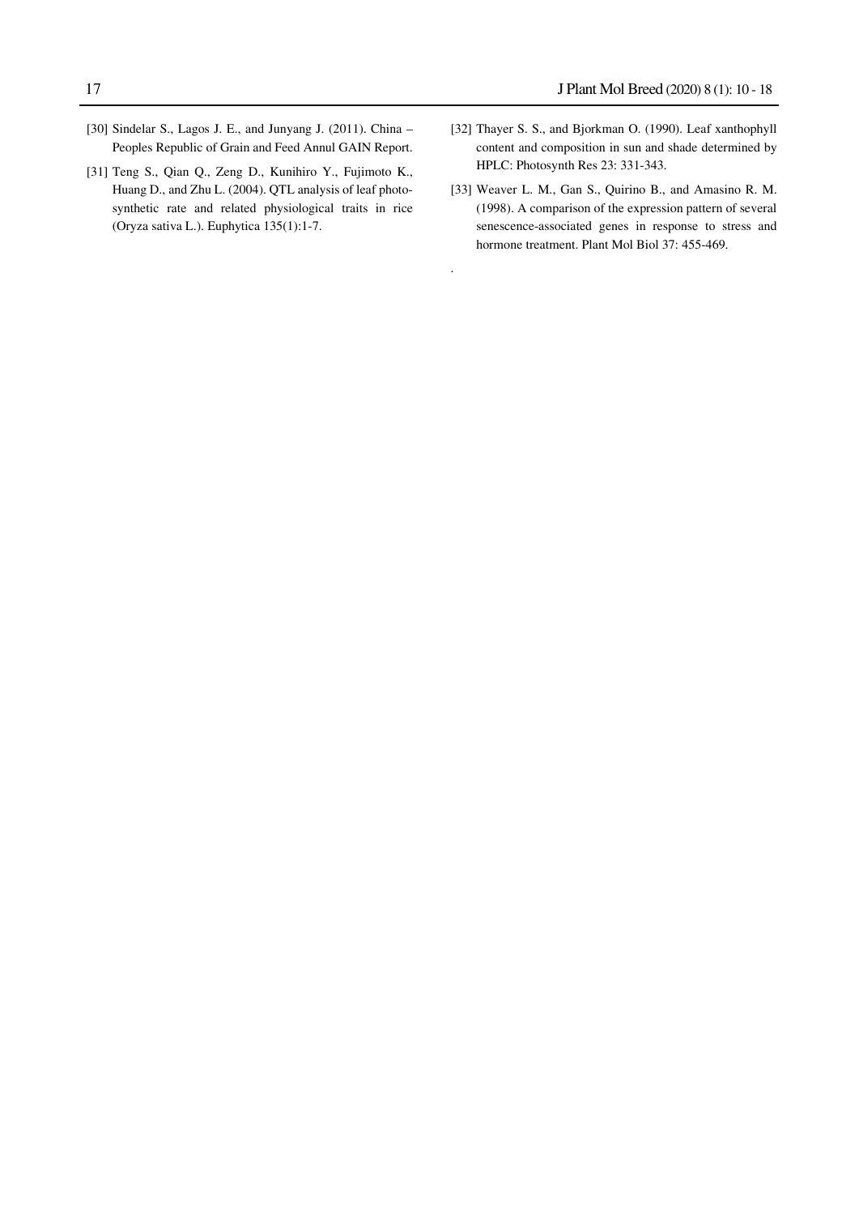[30] Sindelar S., Lagos J. E., and Junyang J. (2011). China – Peoples Republic of Grain and Feed Annul GAIN Report.

[31] Teng S., Qian Q., Zeng D., Kunihiro Y., Fujimoto K., Huang D., and Zhu L. (2004). QTL analysis of leaf photosynthetic rate and related physiological traits in rice (Oryza sativa L.). Euphytica 135(1):1-7.

[32] Thayer S. S., and Bjorkman O. (1990). Leaf xanthophyll content and composition in sun and shade determined by HPLC: Photosynth Res 23: 331-343.

[33] Weaver L. M., Gan S., Quirino B., and Amasino R. M. (1998). A comparison of the expression pattern of several senescence-associated genes in response to stress and hormone treatment. Plant Mol Biol 37: 455-469.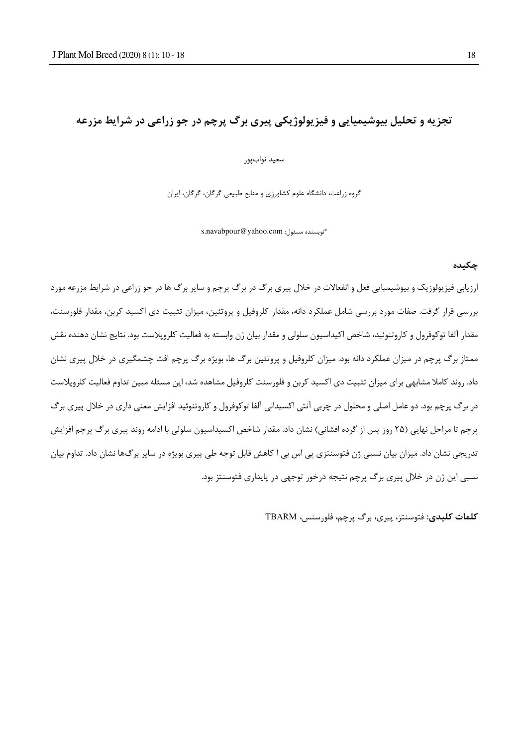# تجزیه و تحلیل بیوشیمیایی و فیزیولوژیکی پیری برگ پرچم در جو زراعی در شرایط مزرعه

سعید نواب‌پور

گروه زراعت، دانشگاه علوم کشاورزی و منابع طبیعی گرگان، گرگان، ایران

*نویسنده مسئول: s.navabpour@yahoo.com

## چکیده

ارزیابی فیزیولوزیک و بیوشیمیایی فعل و انفعالات در خلال پیری برگ در برگ پرچم و سایر برگ ها در جو زراعی در شرایط مزرعه مورد بررسی قرار گرفت. صفات مورد بررسی شامل عملکرد دانه، مقدار کلروفیل و پروتئین، میزان تثبیت دی اکسید کربن، مقدار فلورسنت، مقدار آلفا توکوفرول و کاروتنوئید، شاخص اکیداسیون سلولی و مقدار بیان ژن وابسته به فعالیت کلروپلاست بود. نتایج نشان دهنده نقش ممتاز برگ پرچم در میزان عملکرد دانه بود. میزان کلروفیل و پروتئین برگ ها، بویژه برگ پرچم افت چشمگیری در خلال پیری نشان داد. روند کاملا مشابهی برای میزان تثبیت دی اکسید کربن و فلورسنت کلروفیل مشاهده شد، این مسئله مبین تداوم فعالیت کلروپلاست در برگ پرچم بود. دو عامل اصلی و محلول در چربی آنتی اکسیدانی آلفا توکوفرول و کاروتنوئید افزایش معنی داری در خلال پیری برگ پرچم تا مراحل نهایی (۲۵ روز پس از گرده افشانی) نشان داد. مقدار شاخص اکسیداسیون سلولی با ادامه روند پیری برگ پرچم افزایش تدریجی نشان داد. میزان بیان نسبی ژن فتوسنتزی پی اس بی ا کاهش قابل توجه طی پیری بویژه در سایر برگ‌ها نشان داد. تداوم بیان نسبی این ژن در خلال پیری برگ پرچم نتیجه درخور توجهی در پایداری فتوسنتز بود.

**کلمات کلیدی:** فتوسنتز، پیری، برگ پرچم، فلورسنس، TBARM